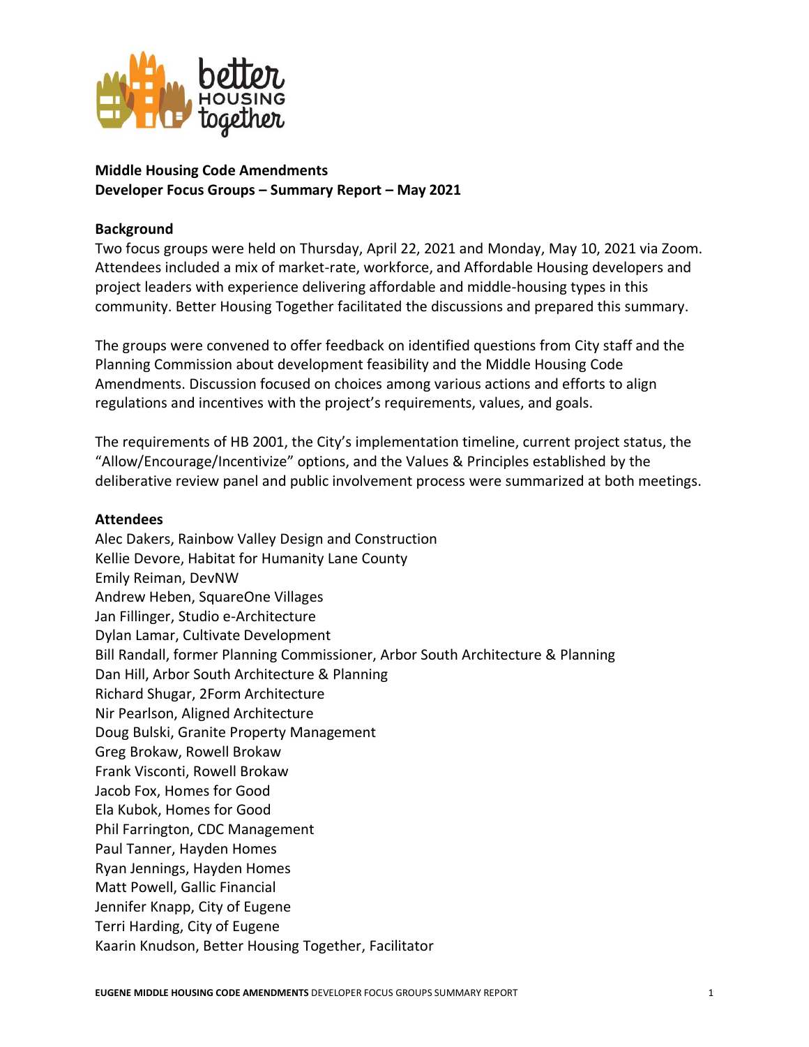**Middle Housing Code Amendments**
**Developer Focus Groups – Summary Report – May 2021**

## Background

Two focus groups were held on Thursday, April 22, 2021 and Monday, May 10, 2021 via Zoom. Attendees included a mix of market-rate, workforce, and Affordable Housing developers and project leaders with experience delivering affordable and middle-housing types in this community. Better Housing Together facilitated the discussions and prepared this summary.

The groups were convened to offer feedback on identified questions from City staff and the Planning Commission about development feasibility and the Middle Housing Code Amendments. Discussion focused on choices among various actions and efforts to align regulations and incentives with the project's requirements, values, and goals.

The requirements of HB 2001, the City's implementation timeline, current project status, the "Allow/Encourage/Incentivize" options, and the Values & Principles established by the deliberative review panel and public involvement process were summarized at both meetings.

## Attendees

Alec Dakers, Rainbow Valley Design and Construction
Kellie Devore, Habitat for Humanity Lane County
Emily Reiman, DevNW
Andrew Heben, SquareOne Villages
Jan Fillinger, Studio e-Architecture
Dylan Lamar, Cultivate Development
Bill Randall, former Planning Commissioner, Arbor South Architecture & Planning
Dan Hill, Arbor South Architecture & Planning
Richard Shugar, 2Form Architecture
Nir Pearlson, Aligned Architecture
Doug Bulski, Granite Property Management
Greg Brokaw, Rowell Brokaw
Frank Visconti, Rowell Brokaw
Jacob Fox, Homes for Good
Ela Kubok, Homes for Good
Phil Farrington, CDC Management
Paul Tanner, Hayden Homes
Ryan Jennings, Hayden Homes
Matt Powell, Gallic Financial
Jennifer Knapp, City of Eugene
Terri Harding, City of Eugene
Kaarin Knudson, Better Housing Together, Facilitator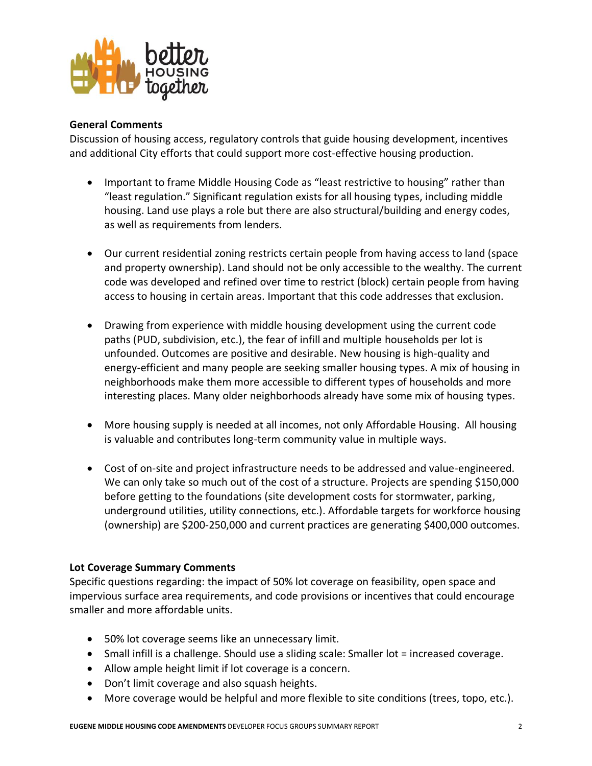**General Comments**

Discussion of housing access, regulatory controls that guide housing development, incentives and additional City efforts that could support more cost-effective housing production.

- Important to frame Middle Housing Code as "least restrictive to housing" rather than "least regulation." Significant regulation exists for all housing types, including middle housing. Land use plays a role but there are also structural/building and energy codes, as well as requirements from lenders.
- Our current residential zoning restricts certain people from having access to land (space and property ownership). Land should not be only accessible to the wealthy. The current code was developed and refined over time to restrict (block) certain people from having access to housing in certain areas. Important that this code addresses that exclusion.
- Drawing from experience with middle housing development using the current code paths (PUD, subdivision, etc.), the fear of infill and multiple households per lot is unfounded. Outcomes are positive and desirable. New housing is high-quality and energy-efficient and many people are seeking smaller housing types. A mix of housing in neighborhoods make them more accessible to different types of households and more interesting places. Many older neighborhoods already have some mix of housing types.
- More housing supply is needed at all incomes, not only Affordable Housing. All housing is valuable and contributes long-term community value in multiple ways.
- Cost of on-site and project infrastructure needs to be addressed and value-engineered. We can only take so much out of the cost of a structure. Projects are spending $150,000 before getting to the foundations (site development costs for stormwater, parking, underground utilities, utility connections, etc.). Affordable targets for workforce housing (ownership) are $200-250,000 and current practices are generating $400,000 outcomes.

**Lot Coverage Summary Comments**

Specific questions regarding: the impact of 50% lot coverage on feasibility, open space and impervious surface area requirements, and code provisions or incentives that could encourage smaller and more affordable units.

- 50% lot coverage seems like an unnecessary limit.
- Small infill is a challenge. Should use a sliding scale: Smaller lot = increased coverage.
- Allow ample height limit if lot coverage is a concern.
- Don't limit coverage and also squash heights.
- More coverage would be helpful and more flexible to site conditions (trees, topo, etc.).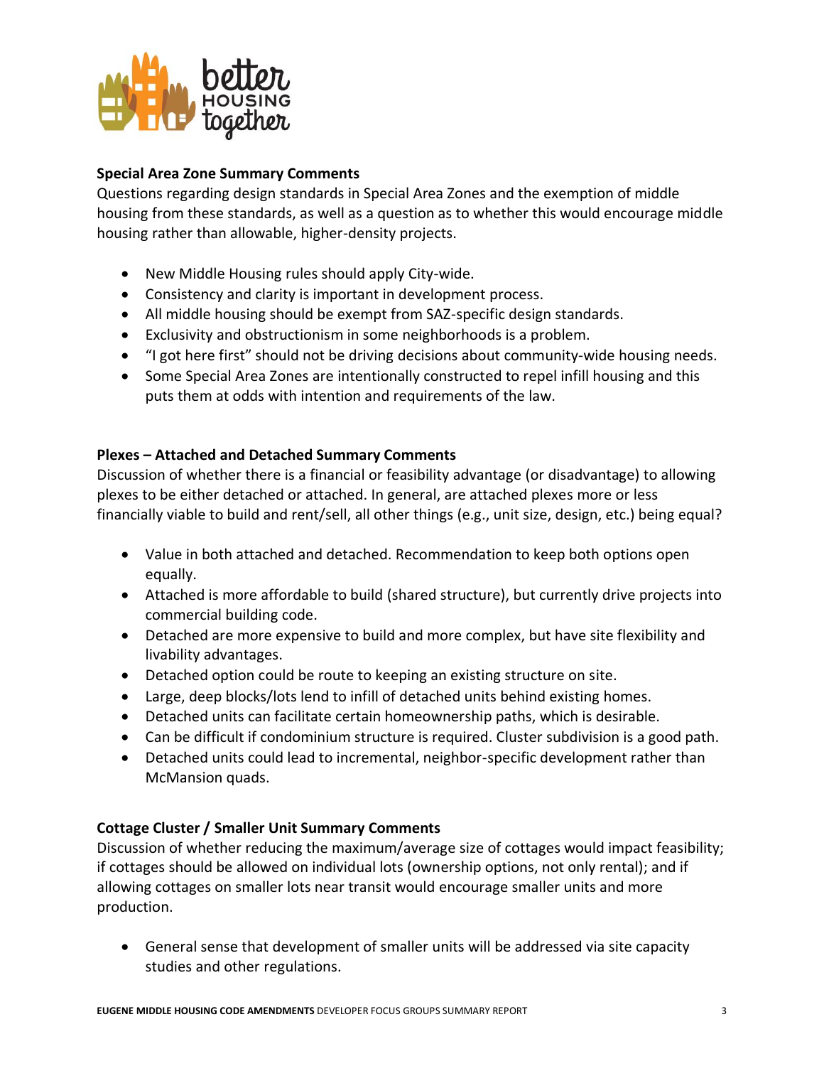**Special Area Zone Summary Comments**

Questions regarding design standards in Special Area Zones and the exemption of middle housing from these standards, as well as a question as to whether this would encourage middle housing rather than allowable, higher-density projects.

- New Middle Housing rules should apply City-wide.
- Consistency and clarity is important in development process.
- All middle housing should be exempt from SAZ-specific design standards.
- Exclusivity and obstructionism in some neighborhoods is a problem.
- "I got here first" should not be driving decisions about community-wide housing needs.
- Some Special Area Zones are intentionally constructed to repel infill housing and this puts them at odds with intention and requirements of the law.

**Plexes – Attached and Detached Summary Comments**

Discussion of whether there is a financial or feasibility advantage (or disadvantage) to allowing plexes to be either detached or attached. In general, are attached plexes more or less financially viable to build and rent/sell, all other things (e.g., unit size, design, etc.) being equal?

- Value in both attached and detached. Recommendation to keep both options open equally.
- Attached is more affordable to build (shared structure), but currently drive projects into commercial building code.
- Detached are more expensive to build and more complex, but have site flexibility and livability advantages.
- Detached option could be route to keeping an existing structure on site.
- Large, deep blocks/lots lend to infill of detached units behind existing homes.
- Detached units can facilitate certain homeownership paths, which is desirable.
- Can be difficult if condominium structure is required. Cluster subdivision is a good path.
- Detached units could lead to incremental, neighbor-specific development rather than McMansion quads.

**Cottage Cluster / Smaller Unit Summary Comments**

Discussion of whether reducing the maximum/average size of cottages would impact feasibility; if cottages should be allowed on individual lots (ownership options, not only rental); and if allowing cottages on smaller lots near transit would encourage smaller units and more production.

- General sense that development of smaller units will be addressed via site capacity studies and other regulations.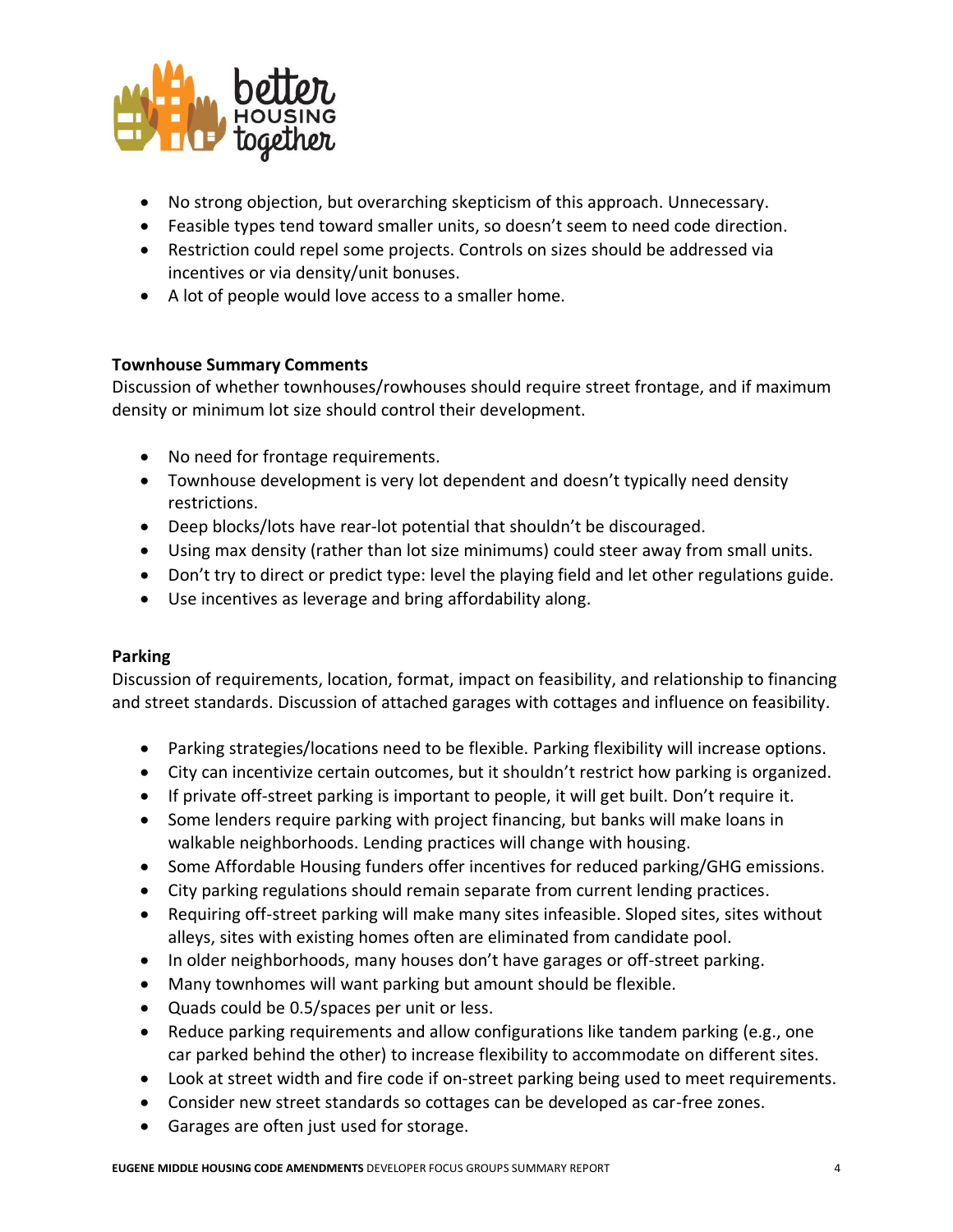- No strong objection, but overarching skepticism of this approach. Unnecessary.
- Feasible types tend toward smaller units, so doesn't seem to need code direction.
- Restriction could repel some projects. Controls on sizes should be addressed via incentives or via density/unit bonuses.
- A lot of people would love access to a smaller home.

**Townhouse Summary Comments**

Discussion of whether townhouses/rowhouses should require street frontage, and if maximum density or minimum lot size should control their development.

- No need for frontage requirements.
- Townhouse development is very lot dependent and doesn't typically need density restrictions.
- Deep blocks/lots have rear-lot potential that shouldn't be discouraged.
- Using max density (rather than lot size minimums) could steer away from small units.
- Don't try to direct or predict type: level the playing field and let other regulations guide.
- Use incentives as leverage and bring affordability along.

**Parking**

Discussion of requirements, location, format, impact on feasibility, and relationship to financing and street standards. Discussion of attached garages with cottages and influence on feasibility.

- Parking strategies/locations need to be flexible. Parking flexibility will increase options.
- City can incentivize certain outcomes, but it shouldn't restrict how parking is organized.
- If private off-street parking is important to people, it will get built. Don't require it.
- Some lenders require parking with project financing, but banks will make loans in walkable neighborhoods. Lending practices will change with housing.
- Some Affordable Housing funders offer incentives for reduced parking/GHG emissions.
- City parking regulations should remain separate from current lending practices.
- Requiring off-street parking will make many sites infeasible. Sloped sites, sites without alleys, sites with existing homes often are eliminated from candidate pool.
- In older neighborhoods, many houses don't have garages or off-street parking.
- Many townhomes will want parking but amount should be flexible.
- Quads could be 0.5/spaces per unit or less.
- Reduce parking requirements and allow configurations like tandem parking (e.g., one car parked behind the other) to increase flexibility to accommodate on different sites.
- Look at street width and fire code if on-street parking being used to meet requirements.
- Consider new street standards so cottages can be developed as car-free zones.
- Garages are often just used for storage.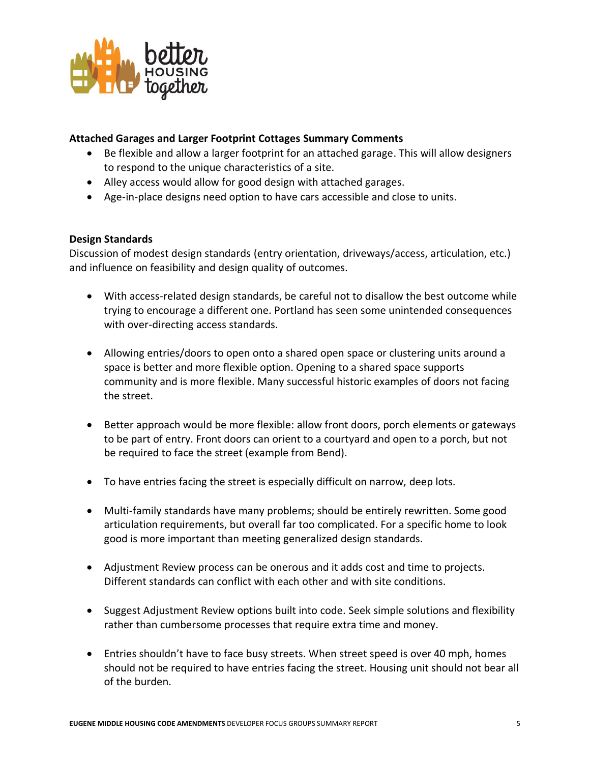### Attached Garages and Larger Footprint Cottages Summary Comments

- Be flexible and allow a larger footprint for an attached garage. This will allow designers to respond to the unique characteristics of a site.
- Alley access would allow for good design with attached garages.
- Age-in-place designs need option to have cars accessible and close to units.

### Design Standards

Discussion of modest design standards (entry orientation, driveways/access, articulation, etc.) and influence on feasibility and design quality of outcomes.

- With access-related design standards, be careful not to disallow the best outcome while trying to encourage a different one. Portland has seen some unintended consequences with over-directing access standards.

- Allowing entries/doors to open onto a shared open space or clustering units around a space is better and more flexible option. Opening to a shared space supports community and is more flexible. Many successful historic examples of doors not facing the street.

- Better approach would be more flexible: allow front doors, porch elements or gateways to be part of entry. Front doors can orient to a courtyard and open to a porch, but not be required to face the street (example from Bend).

- To have entries facing the street is especially difficult on narrow, deep lots.

- Multi-family standards have many problems; should be entirely rewritten. Some good articulation requirements, but overall far too complicated. For a specific home to look good is more important than meeting generalized design standards.

- Adjustment Review process can be onerous and it adds cost and time to projects. Different standards can conflict with each other and with site conditions.

- Suggest Adjustment Review options built into code. Seek simple solutions and flexibility rather than cumbersome processes that require extra time and money.

- Entries shouldn't have to face busy streets. When street speed is over 40 mph, homes should not be required to have entries facing the street. Housing unit should not bear all of the burden.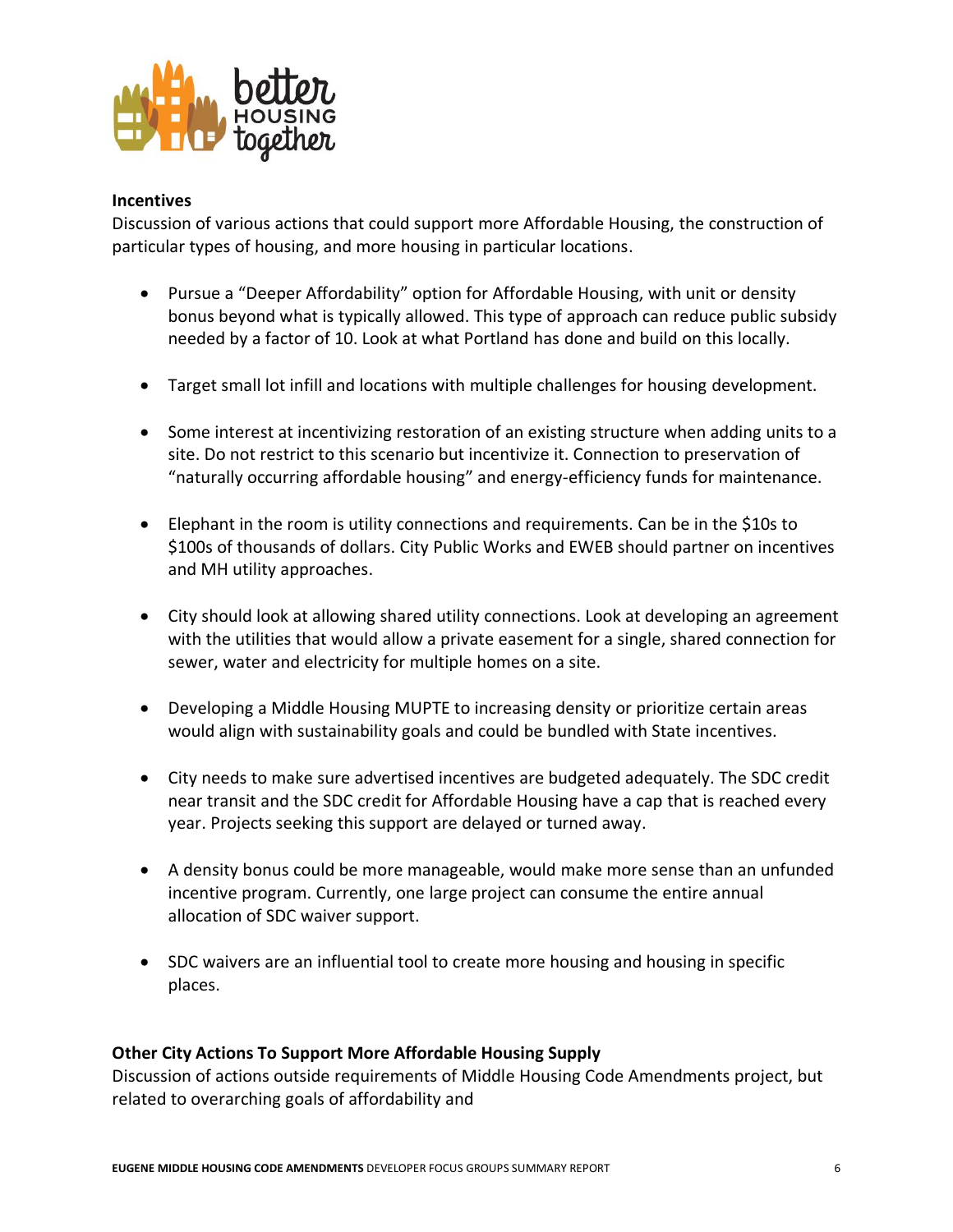**Incentives**

Discussion of various actions that could support more Affordable Housing, the construction of particular types of housing, and more housing in particular locations.

- Pursue a "Deeper Affordability" option for Affordable Housing, with unit or density bonus beyond what is typically allowed. This type of approach can reduce public subsidy needed by a factor of 10. Look at what Portland has done and build on this locally.

- Target small lot infill and locations with multiple challenges for housing development.

- Some interest at incentivizing restoration of an existing structure when adding units to a site. Do not restrict to this scenario but incentivize it. Connection to preservation of "naturally occurring affordable housing" and energy-efficiency funds for maintenance.

- Elephant in the room is utility connections and requirements. Can be in the $10s to $100s of thousands of dollars. City Public Works and EWEB should partner on incentives and MH utility approaches.

- City should look at allowing shared utility connections. Look at developing an agreement with the utilities that would allow a private easement for a single, shared connection for sewer, water and electricity for multiple homes on a site.

- Developing a Middle Housing MUPTE to increasing density or prioritize certain areas would align with sustainability goals and could be bundled with State incentives.

- City needs to make sure advertised incentives are budgeted adequately. The SDC credit near transit and the SDC credit for Affordable Housing have a cap that is reached every year. Projects seeking this support are delayed or turned away.

- A density bonus could be more manageable, would make more sense than an unfunded incentive program. Currently, one large project can consume the entire annual allocation of SDC waiver support.

- SDC waivers are an influential tool to create more housing and housing in specific places.

**Other City Actions To Support More Affordable Housing Supply**

Discussion of actions outside requirements of Middle Housing Code Amendments project, but related to overarching goals of affordability and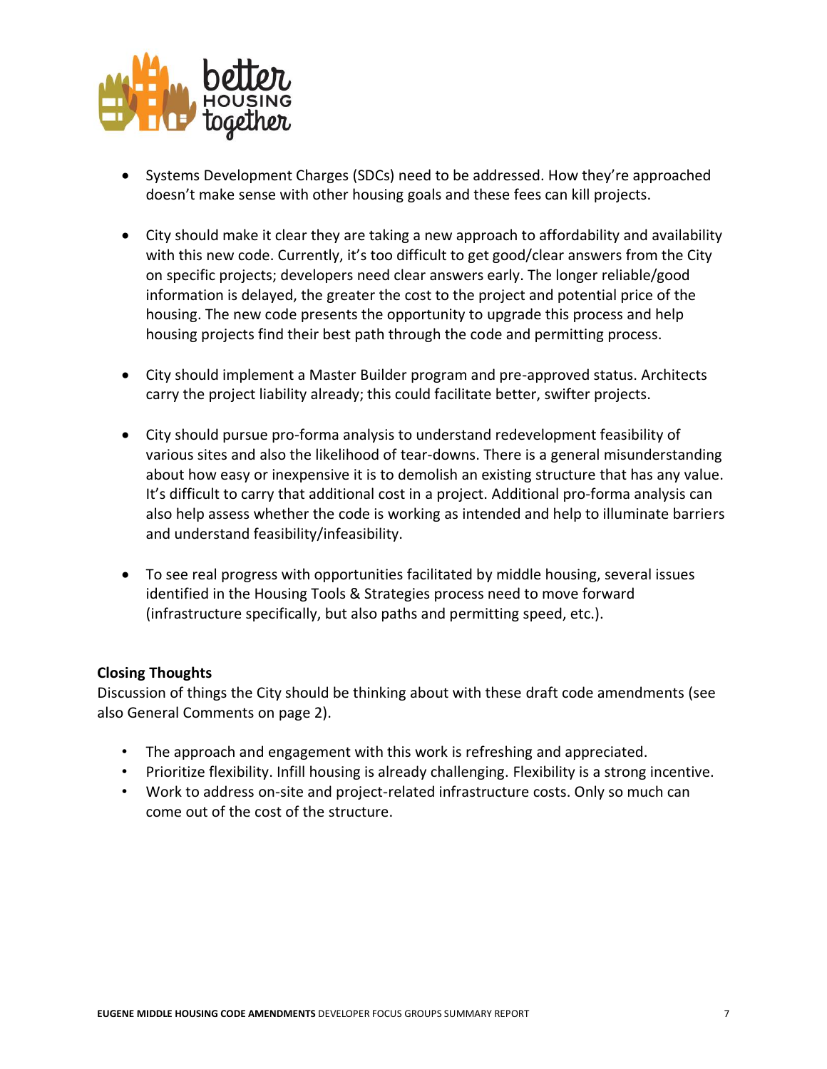- Systems Development Charges (SDCs) need to be addressed. How they're approached doesn't make sense with other housing goals and these fees can kill projects.

- City should make it clear they are taking a new approach to affordability and availability with this new code. Currently, it's too difficult to get good/clear answers from the City on specific projects; developers need clear answers early. The longer reliable/good information is delayed, the greater the cost to the project and potential price of the housing. The new code presents the opportunity to upgrade this process and help housing projects find their best path through the code and permitting process.

- City should implement a Master Builder program and pre-approved status. Architects carry the project liability already; this could facilitate better, swifter projects.

- City should pursue pro-forma analysis to understand redevelopment feasibility of various sites and also the likelihood of tear-downs. There is a general misunderstanding about how easy or inexpensive it is to demolish an existing structure that has any value. It's difficult to carry that additional cost in a project. Additional pro-forma analysis can also help assess whether the code is working as intended and help to illuminate barriers and understand feasibility/infeasibility.

- To see real progress with opportunities facilitated by middle housing, several issues identified in the Housing Tools & Strategies process need to move forward (infrastructure specifically, but also paths and permitting speed, etc.).

**Closing Thoughts**

Discussion of things the City should be thinking about with these draft code amendments (see also General Comments on page 2).

- The approach and engagement with this work is refreshing and appreciated.
- Prioritize flexibility. Infill housing is already challenging. Flexibility is a strong incentive.
- Work to address on-site and project-related infrastructure costs. Only so much can come out of the cost of the structure.